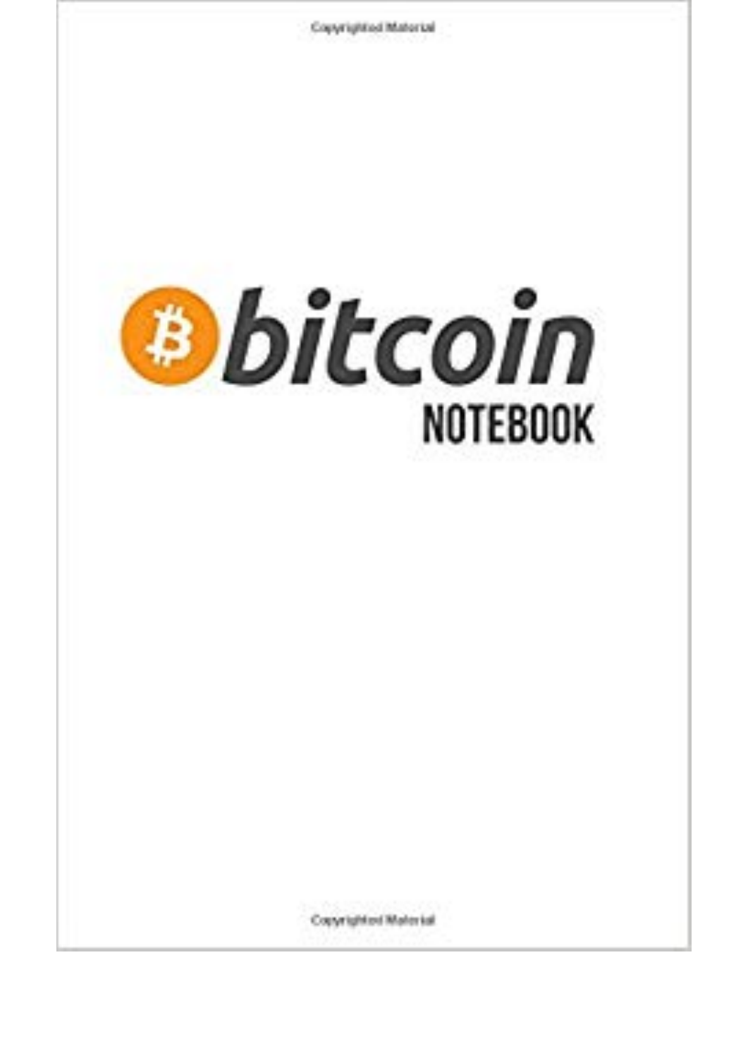# bitcoin

## NOTEBOOK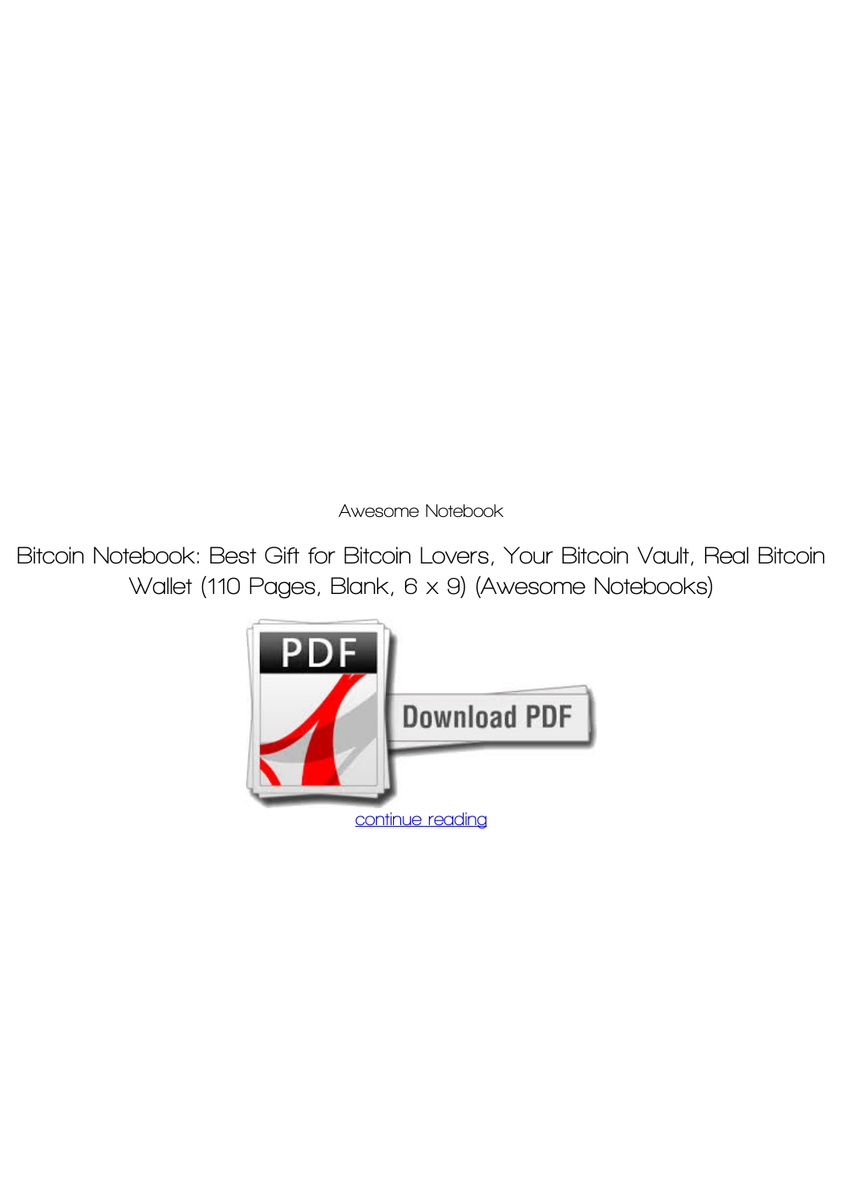Awesome Notebook

Bitcoin Notebook: Best Gift for Bitcoin Lovers, Your Bitcoin Vault, Real Bitcoin Wallet (110 Pages, Blank, 6 x 9) (Awesome Notebooks)

continue reading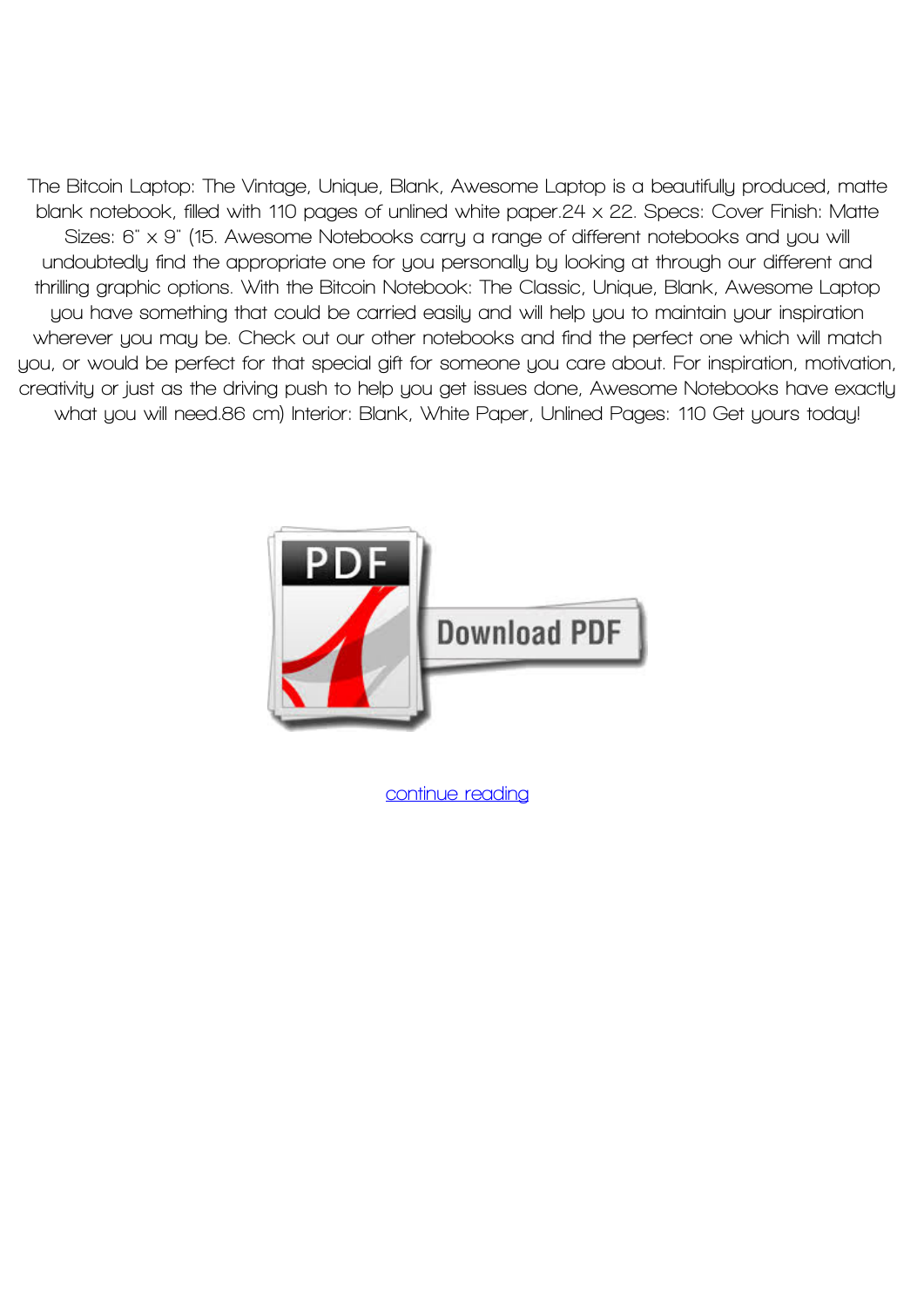The Bitcoin Laptop: The Vintage, Unique, Blank, Awesome Laptop is a beautifully produced, matte blank notebook, filled with 110 pages of unlined white paper.24 x 22. Specs: Cover Finish: Matte Sizes: 6" x 9" (15. Awesome Notebooks carry a range of different notebooks and you will undoubtedly find the appropriate one for you personally by looking at through our different and thrilling graphic options. With the Bitcoin Notebook: The Classic, Unique, Blank, Awesome Laptop you have something that could be carried easily and will help you to maintain your inspiration wherever you may be. Check out our other notebooks and find the perfect one which will match you, or would be perfect for that special gift for someone you care about. For inspiration, motivation, creativity or just as the driving push to help you get issues done, Awesome Notebooks have exactly what you will need.86 cm) Interior: Blank, White Paper, Unlined Pages: 110 Get yours today!

Download PDF

continue reading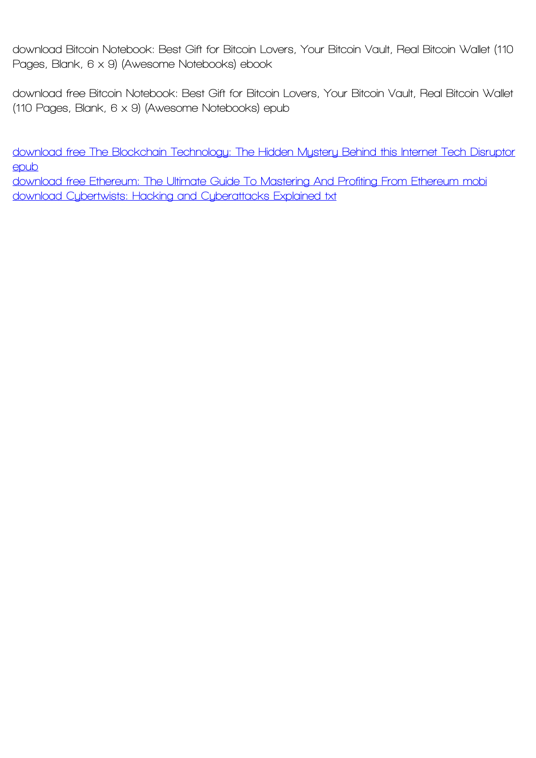download Bitcoin Notebook: Best Gift for Bitcoin Lovers, Your Bitcoin Vault, Real Bitcoin Wallet (110 Pages, Blank, 6 x 9) (Awesome Notebooks) ebook

download free Bitcoin Notebook: Best Gift for Bitcoin Lovers, Your Bitcoin Vault, Real Bitcoin Wallet (110 Pages, Blank, 6 x 9) (Awesome Notebooks) epub

download free The Blockchain Technology: The Hidden Mystery Behind this Internet Tech Disruptor epub
download free Ethereum: The Ultimate Guide To Mastering And Profiting From Ethereum mobi
download Cybertwists: Hacking and Cyberattacks Explained txt